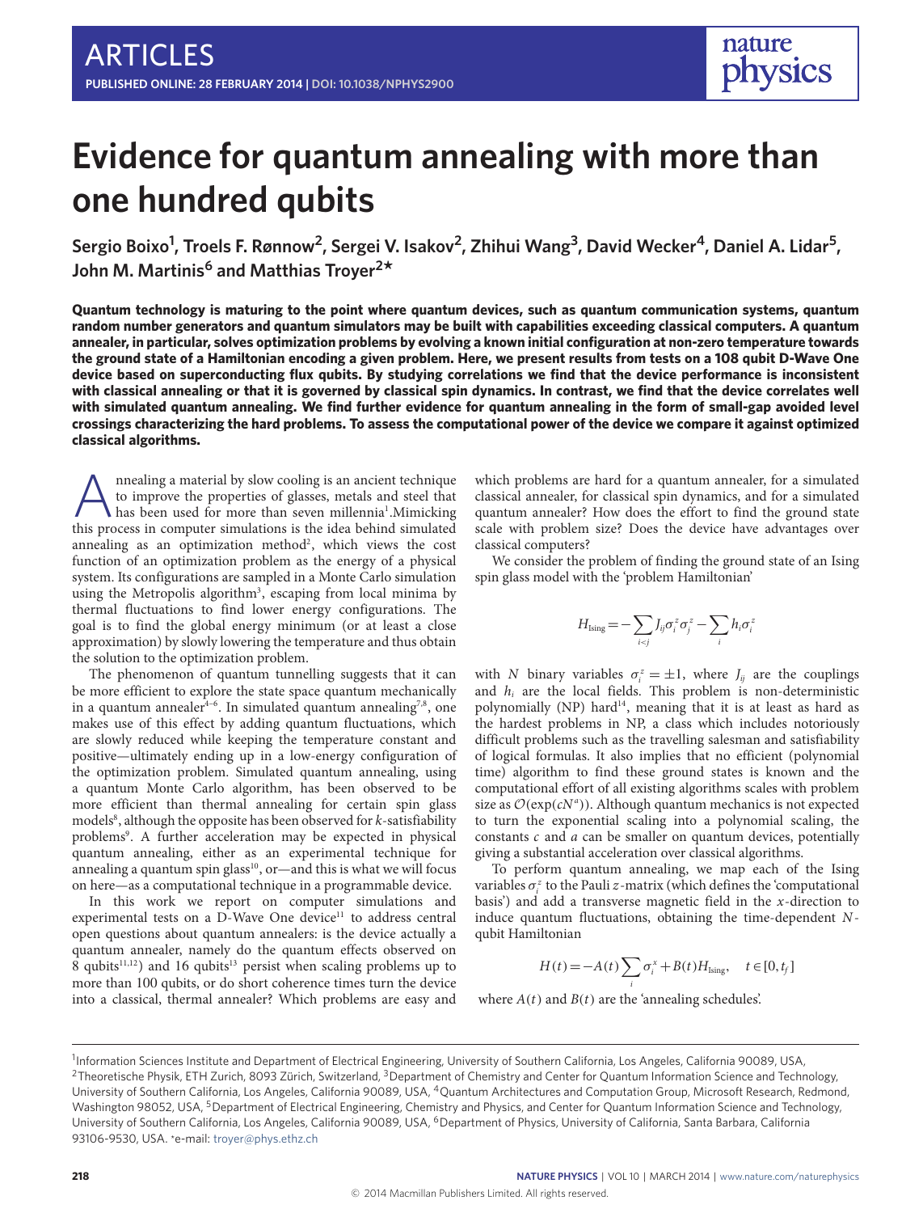# Evidence for quantum annealing with more than one hundred qubits

**Sergio Boixo[1], Troels F. Rønnow[2], Sergei V. Isakov[2], Zhihui Wang[3], David Wecker[4], Daniel A. Lidar[5], John M. Martinis[6] and Matthias Troyer[2*]**

**Quantum technology is maturing to the point where quantum devices, such as quantum communication systems, quantum random number generators and quantum simulators may be built with capabilities exceeding classical computers. A quantum annealer, in particular, solves optimization problems by evolving a known initial configuration at non-zero temperature towards the ground state of a Hamiltonian encoding a given problem. Here, we present results from tests on a 108 qubit D-Wave One device based on superconducting flux qubits. By studying correlations we find that the device performance is inconsistent with classical annealing or that it is governed by classical spin dynamics. In contrast, we find that the device correlates well with simulated quantum annealing. We find further evidence for quantum annealing in the form of small-gap avoided level crossings characterizing the hard problems. To assess the computational power of the device we compare it against optimized classical algorithms.**

Annealing a material by slow cooling is an ancient technique to improve the properties of glasses, metals and steel that has been used for more than seven millennia[1].Mimicking this process in computer simulations is the idea behind simulated annealing as an optimization method[2], which views the cost function of an optimization problem as the energy of a physical system. Its configurations are sampled in a Monte Carlo simulation using the Metropolis algorithm[3], escaping from local minima by thermal fluctuations to find lower energy configurations. The goal is to find the global energy minimum (or at least a close approximation) by slowly lowering the temperature and thus obtain the solution to the optimization problem.

The phenomenon of quantum tunnelling suggests that it can be more efficient to explore the state space quantum mechanically in a quantum annealer[4–6]. In simulated quantum annealing[7,8], one makes use of this effect by adding quantum fluctuations, which are slowly reduced while keeping the temperature constant and positive—ultimately ending up in a low-energy configuration of the optimization problem. Simulated quantum annealing, using a quantum Monte Carlo algorithm, has been observed to be more efficient than thermal annealing for certain spin glass models[8], although the opposite has been observed for $k$-satisfiability problems[9]. A further acceleration may be expected in physical quantum annealing, either as an experimental technique for annealing a quantum spin glass[10], or—and this is what we will focus on here—as a computational technique in a programmable device.

In this work we report on computer simulations and experimental tests on a D-Wave One device[11] to address central open questions about quantum annealers: is the device actually a quantum annealer, namely do the quantum effects observed on 8 qubits[11,12]) and 16 qubits[13] persist when scaling problems up to more than 100 qubits, or do short coherence times turn the device into a classical, thermal annealer? Which problems are easy and which problems are hard for a quantum annealer, for a simulated classical annealer, for classical spin dynamics, and for a simulated quantum annealer? How does the effort to find the ground state scale with problem size? Does the device have advantages over classical computers?

We consider the problem of finding the ground state of an Ising spin glass model with the 'problem Hamiltonian'

$$H_{\text{Ising}} = -\sum_{i<j} J_{ij}\sigma_i^z\sigma_j^z - \sum_i h_i\sigma_i^z$$

with $N$ binary variables $\sigma_i^z = \pm 1$, where $J_{ij}$ are the couplings and $h_i$ are the local fields. This problem is non-deterministic polynomially (NP) hard[14], meaning that it is at least as hard as the hardest problems in NP, a class which includes notoriously difficult problems such as the travelling salesman and satisfiability of logical formulas. It also implies that no efficient (polynomial time) algorithm to find these ground states is known and the computational effort of all existing algorithms scales with problem size as $\mathcal{O}(\exp(cN^a))$. Although quantum mechanics is not expected to turn the exponential scaling into a polynomial scaling, the constants $c$ and $a$ can be smaller on quantum devices, potentially giving a substantial acceleration over classical algorithms.

To perform quantum annealing, we map each of the Ising variables $\sigma_i^z$ to the Pauli $z$-matrix (which defines the 'computational basis') and add a transverse magnetic field in the $x$-direction to induce quantum fluctuations, obtaining the time-dependent $N$-qubit Hamiltonian

$$H(t) = -A(t)\sum_i \sigma_i^x + B(t)H_{\text{Ising}}, \quad t\in[0,t_f]$$

where $A(t)$ and $B(t)$ are the 'annealing schedules'.

---

[1]Information Sciences Institute and Department of Electrical Engineering, University of Southern California, Los Angeles, California 90089, USA, [2]Theoretische Physik, ETH Zurich, 8093 Zürich, Switzerland, [3]Department of Chemistry and Center for Quantum Information Science and Technology, University of Southern California, Los Angeles, California 90089, USA, [4]Quantum Architectures and Computation Group, Microsoft Research, Redmond, Washington 98052, USA, [5]Department of Electrical Engineering, Chemistry and Physics, and Center for Quantum Information Science and Technology, University of Southern California, Los Angeles, California 90089, USA, [6]Department of Physics, University of California, Santa Barbara, California 93106-9530, USA. *e-mail: troyer@phys.ethz.ch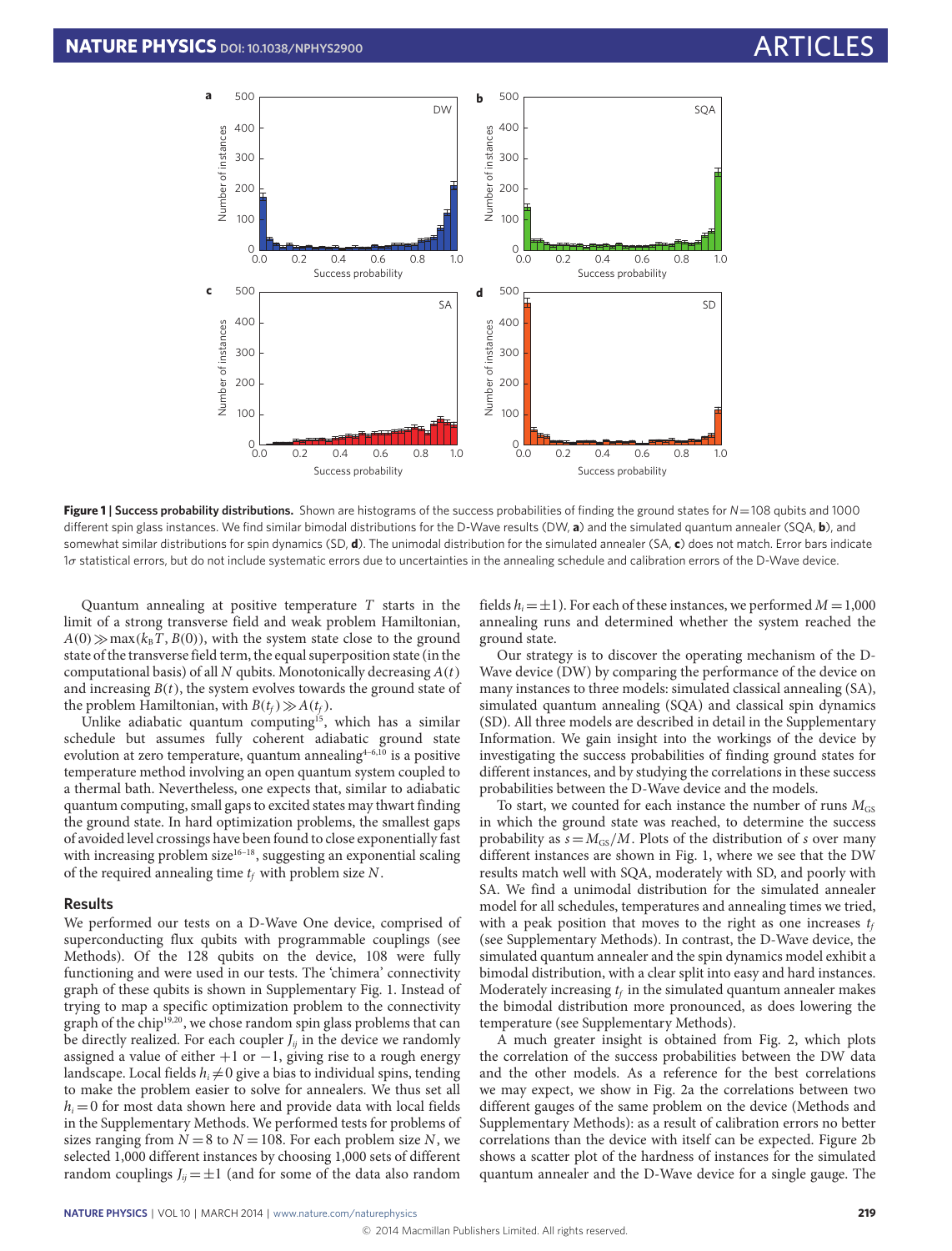**Figure 1 | Success probability distributions.** Shown are histograms of the success probabilities of finding the ground states for $N = 108$ qubits and 1000 different spin glass instances. We find similar bimodal distributions for the D-Wave results (DW, **a**) and the simulated quantum annealer (SQA, **b**), and somewhat similar distributions for spin dynamics (SD, **d**). The unimodal distribution for the simulated annealer (SA, **c**) does not match. Error bars indicate $1\sigma$ statistical errors, but do not include systematic errors due to uncertainties in the annealing schedule and calibration errors of the D-Wave device.

Quantum annealing at positive temperature $T$ starts in the limit of a strong transverse field and weak problem Hamiltonian, $A(0) \gg \max(k_B T, B(0))$, with the system state close to the ground state of the transverse field term, the equal superposition state (in the computational basis) of all $N$ qubits. Monotonically decreasing $A(t)$ and increasing $B(t)$, the system evolves towards the ground state of the problem Hamiltonian, with $B(t_f) \gg A(t_f)$.

Unlike adiabatic quantum computing[15], which has a similar schedule but assumes fully coherent adiabatic ground state evolution at zero temperature, quantum annealing[4–6,10] is a positive temperature method involving an open quantum system coupled to a thermal bath. Nevertheless, one expects that, similar to adiabatic quantum computing, small gaps to excited states may thwart finding the ground state. In hard optimization problems, the smallest gaps of avoided level crossings have been found to close exponentially fast with increasing problem size[16–18], suggesting an exponential scaling of the required annealing time $t_f$ with problem size $N$.

## Results

We performed our tests on a D-Wave One device, comprised of superconducting flux qubits with programmable couplings (see Methods). Of the 128 qubits on the device, 108 were fully functioning and were used in our tests. The 'chimera' connectivity graph of these qubits is shown in Supplementary Fig. 1. Instead of trying to map a specific optimization problem to the connectivity graph of the chip[19,20], we chose random spin glass problems that can be directly realized. For each coupler $J_{ij}$ in the device we randomly assigned a value of either $+1$ or $-1$, giving rise to a rough energy landscape. Local fields $h_i \neq 0$ give a bias to individual spins, tending to make the problem easier to solve for annealers. We thus set all $h_i = 0$ for most data shown here and provide data with local fields in the Supplementary Methods. We performed tests for problems of sizes ranging from $N = 8$ to $N = 108$. For each problem size $N$, we selected 1,000 different instances by choosing 1,000 sets of different random couplings $J_{ij} = \pm 1$ (and for some of the data also random fields $h_i = \pm 1$). For each of these instances, we performed $M = 1{,}000$ annealing runs and determined whether the system reached the ground state.

Our strategy is to discover the operating mechanism of the D-Wave device (DW) by comparing the performance of the device on many instances to three models: simulated classical annealing (SA), simulated quantum annealing (SQA), and classical spin dynamics (SD). All three models are described in detail in the Supplementary Information. We gain insight into the workings of the device by investigating the success probabilities of finding ground states for different instances, and by studying the correlations in these success probabilities between the D-Wave device and the models.

To start, we counted for each instance the number of runs $M_{GS}$ in which the ground state was reached, to determine the success probability as $s = M_{GS}/M$. Plots of the distribution of $s$ over many different instances are shown in Fig. 1, where we see that the DW results match well with SQA, moderately with SD, and poorly with SA. We find a unimodal distribution for the simulated annealer model for all schedules, temperatures and annealing times we tried, with a peak position that moves to the right as one increases $t_f$ (see Supplementary Methods). In contrast, the D-Wave device, the simulated quantum annealer and the spin dynamics model exhibit a bimodal distribution, with a clear split into easy and hard instances. Moderately increasing $t_f$ in the simulated quantum annealer makes the bimodal distribution more pronounced, as does lowering the temperature (see Supplementary Methods).

A much greater insight is obtained from Fig. 2, which plots the correlation of the success probabilities between the DW data and the other models. As a reference for the best correlations we may expect, we show in Fig. 2a the correlations between two different gauges of the same problem on the device (Methods and Supplementary Methods): as a result of calibration errors no better correlations than the device with itself can be expected. Figure 2b shows a scatter plot of the hardness of instances for the simulated quantum annealer and the D-Wave device for a single gauge. The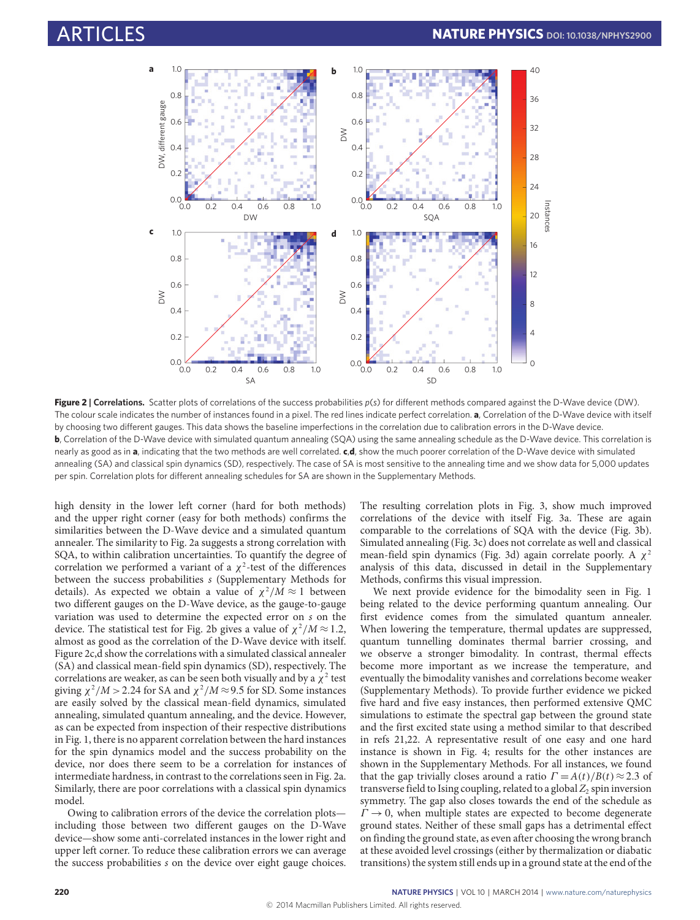**Figure 2 | Correlations.** Scatter plots of correlations of the success probabilities $p(s)$ for different methods compared against the D-Wave device (DW). The colour scale indicates the number of instances found in a pixel. The red lines indicate perfect correlation. **a**, Correlation of the D-Wave device with itself by choosing two different gauges. This data shows the baseline imperfections in the correlation due to calibration errors in the D-Wave device. **b**, Correlation of the D-Wave device with simulated quantum annealing (SQA) using the same annealing schedule as the D-Wave device. This correlation is nearly as good as in **a**, indicating that the two methods are well correlated. **c**,**d**, show the much poorer correlation of the D-Wave device with simulated annealing (SA) and classical spin dynamics (SD), respectively. The case of SA is most sensitive to the annealing time and we show data for 5,000 updates per spin. Correlation plots for different annealing schedules for SA are shown in the Supplementary Methods.

high density in the lower left corner (hard for both methods) and the upper right corner (easy for both methods) confirms the similarities between the D-Wave device and a simulated quantum annealer. The similarity to Fig. 2a suggests a strong correlation with SQA, to within calibration uncertainties. To quantify the degree of correlation we performed a variant of a $\chi^2$-test of the differences between the success probabilities $s$ (Supplementary Methods for details). As expected we obtain a value of $\chi^2/M \approx 1$ between two different gauges on the D-Wave device, as the gauge-to-gauge variation was used to determine the expected error on $s$ on the device. The statistical test for Fig. 2b gives a value of $\chi^2/M \approx 1.2$, almost as good as the correlation of the D-Wave device with itself. Figure 2c,d show the correlations with a simulated classical annealer (SA) and classical mean-field spin dynamics (SD), respectively. The correlations are weaker, as can be seen both visually and by a $\chi^2$ test giving $\chi^2/M > 2.24$ for SA and $\chi^2/M \approx 9.5$ for SD. Some instances are easily solved by the classical mean-field dynamics, simulated annealing, simulated quantum annealing, and the device. However, as can be expected from inspection of their respective distributions in Fig. 1, there is no apparent correlation between the hard instances for the spin dynamics model and the success probability on the device, nor does there seem to be a correlation for instances of intermediate hardness, in contrast to the correlations seen in Fig. 2a. Similarly, there are poor correlations with a classical spin dynamics model.

Owing to calibration errors of the device the correlation plots—including those between two different gauges on the D-Wave device—show some anti-correlated instances in the lower right and upper left corner. To reduce these calibration errors we can average the success probabilities $s$ on the device over eight gauge choices. The resulting correlation plots in Fig. 3, show much improved correlations of the device with itself Fig. 3a. These are again comparable to the correlations of SQA with the device (Fig. 3b). Simulated annealing (Fig. 3c) does not correlate as well and classical mean-field spin dynamics (Fig. 3d) again correlate poorly. A $\chi^2$ analysis of this data, discussed in detail in the Supplementary Methods, confirms this visual impression.

We next provide evidence for the bimodality seen in Fig. 1 being related to the device performing quantum annealing. Our first evidence comes from the simulated quantum annealer. When lowering the temperature, thermal updates are suppressed, quantum tunnelling dominates thermal barrier crossing, and we observe a stronger bimodality. In contrast, thermal effects become more important as we increase the temperature, and eventually the bimodality vanishes and correlations become weaker (Supplementary Methods). To provide further evidence we picked five hard and five easy instances, then performed extensive QMC simulations to estimate the spectral gap between the ground state and the first excited state using a method similar to that described in refs 21,22. A representative result of one easy and one hard instance is shown in Fig. 4; results for the other instances are shown in the Supplementary Methods. For all instances, we found that the gap trivially closes around a ratio $\Gamma = A(t)/B(t) \approx 2.3$ of transverse field to Ising coupling, related to a global $Z_2$ spin inversion symmetry. The gap also closes towards the end of the schedule as $\Gamma \to 0$, when multiple states are expected to become degenerate ground states. Neither of these small gaps has a detrimental effect on finding the ground state, as even after choosing the wrong branch at these avoided level crossings (either by thermalization or diabatic transitions) the system still ends up in a ground state at the end of the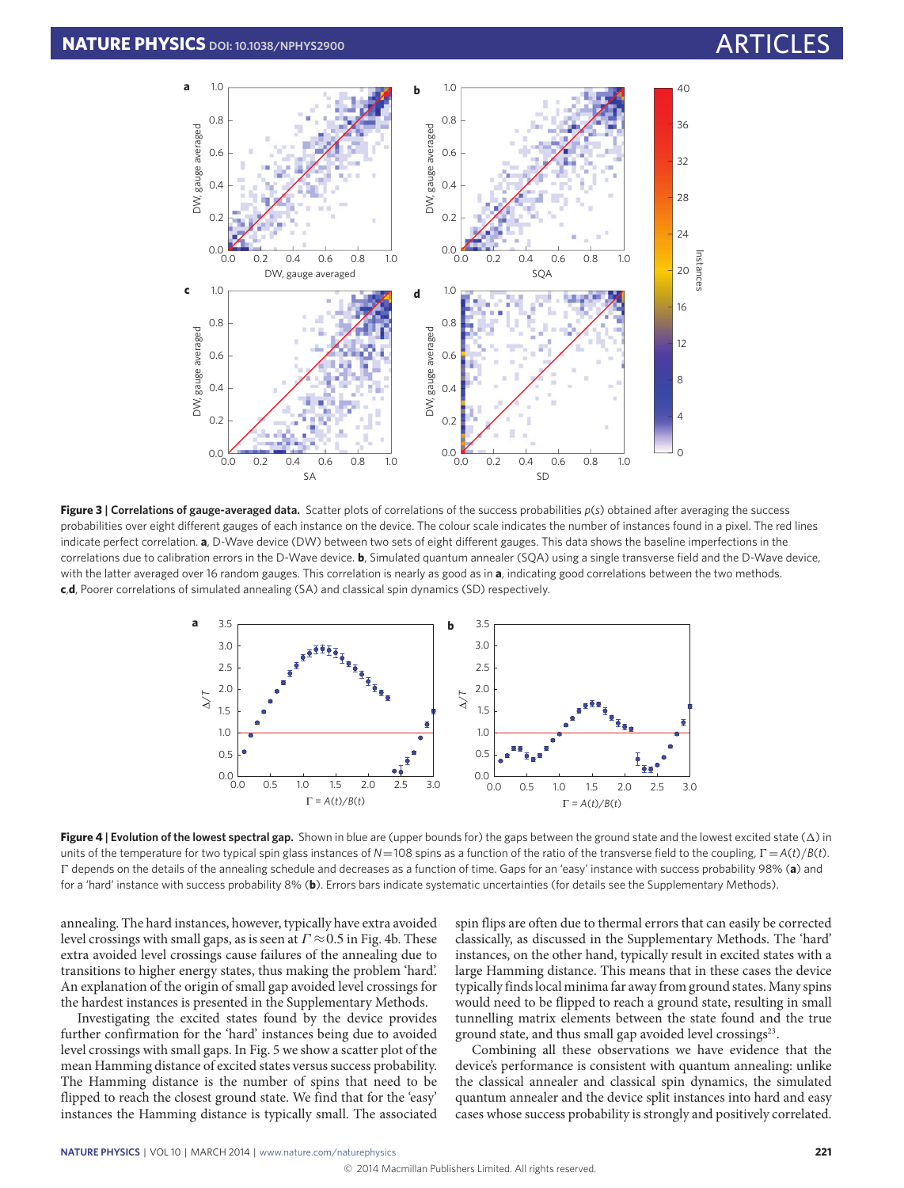**Figure 3 | Correlations of gauge-averaged data.** Scatter plots of correlations of the success probabilities $p(s)$ obtained after averaging the success probabilities over eight different gauges of each instance on the device. The colour scale indicates the number of instances found in a pixel. The red lines indicate perfect correlation. **a**, D-Wave device (DW) between two sets of eight different gauges. This data shows the baseline imperfections in the correlations due to calibration errors in the D-Wave device. **b**, Simulated quantum annealer (SQA) using a single transverse field and the D-Wave device, with the latter averaged over 16 random gauges. This correlation is nearly as good as in **a**, indicating good correlations between the two methods. **c**,**d**, Poorer correlations of simulated annealing (SA) and classical spin dynamics (SD) respectively.

**Figure 4 | Evolution of the lowest spectral gap.** Shown in blue are (upper bounds for) the gaps between the ground state and the lowest excited state ($\Delta$) in units of the temperature for two typical spin glass instances of $N=108$ spins as a function of the ratio of the transverse field to the coupling, $\Gamma = A(t)/B(t)$. $\Gamma$ depends on the details of the annealing schedule and decreases as a function of time. Gaps for an 'easy' instance with success probability 98% (**a**) and for a 'hard' instance with success probability 8% (**b**). Errors bars indicate systematic uncertainties (for details see the Supplementary Methods).

annealing. The hard instances, however, typically have extra avoided level crossings with small gaps, as is seen at $\Gamma \approx 0.5$ in Fig. 4b. These extra avoided level crossings cause failures of the annealing due to transitions to higher energy states, thus making the problem 'hard'. An explanation of the origin of small gap avoided level crossings for the hardest instances is presented in the Supplementary Methods.

Investigating the excited states found by the device provides further confirmation for the 'hard' instances being due to avoided level crossings with small gaps. In Fig. 5 we show a scatter plot of the mean Hamming distance of excited states versus success probability. The Hamming distance is the number of spins that need to be flipped to reach the closest ground state. We find that for the 'easy' instances the Hamming distance is typically small. The associated spin flips are often due to thermal errors that can easily be corrected classically, as discussed in the Supplementary Methods. The 'hard' instances, on the other hand, typically result in excited states with a large Hamming distance. This means that in these cases the device typically finds local minima far away from ground states. Many spins would need to be flipped to reach a ground state, resulting in small tunnelling matrix elements between the state found and the true ground state, and thus small gap avoided level crossings[23].

Combining all these observations we have evidence that the device's performance is consistent with quantum annealing: unlike the classical annealer and classical spin dynamics, the simulated quantum annealer and the device split instances into hard and easy cases whose success probability is strongly and positively correlated.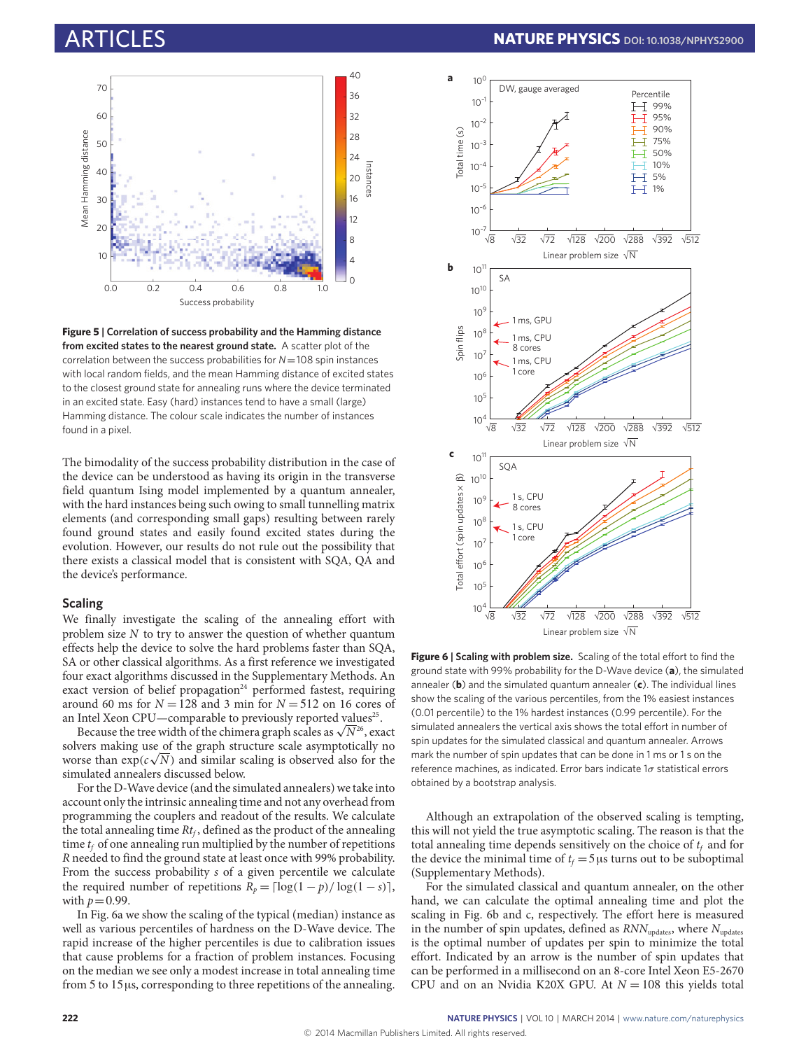**Figure 5 | Correlation of success probability and the Hamming distance from excited states to the nearest ground state.** A scatter plot of the correlation between the success probabilities for $N = 108$ spin instances with local random fields, and the mean Hamming distance of excited states to the closest ground state for annealing runs where the device terminated in an excited state. Easy (hard) instances tend to have a small (large) Hamming distance. The colour scale indicates the number of instances found in a pixel.

The bimodality of the success probability distribution in the case of the device can be understood as having its origin in the transverse field quantum Ising model implemented by a quantum annealer, with the hard instances being such owing to small tunnelling matrix elements (and corresponding small gaps) resulting between rarely found ground states and easily found excited states during the evolution. However, our results do not rule out the possibility that there exists a classical model that is consistent with SQA, QA and the device's performance.

## Scaling

We finally investigate the scaling of the annealing effort with problem size $N$ to answer the question of whether quantum effects help the device to solve the hard problems faster than SQA, SA or other classical algorithms. As a first reference we investigated four exact algorithms discussed in the Supplementary Methods. An exact version of belief propagation[24] performed fastest, requiring around 60 ms for $N = 128$ and 3 min for $N = 512$ on 16 cores of an Intel Xeon CPU—comparable to previously reported values[25].

Because the tree width of the chimera graph scales as $\sqrt{N}$[26], exact solvers making use of the graph structure scale asymptotically no worse than $\exp(c\sqrt{N})$ and similar scaling is observed also for the simulated annealers discussed below.

For the D-Wave device (and the simulated annealers) we take into account only the intrinsic annealing time and not any overhead from programming the couplers and readout of the results. We calculate the total annealing time $Rt_f$, defined as the product of the annealing time $t_f$ of one annealing run multiplied by the number of repetitions $R$ needed to find the ground state at least once with 99% probability. From the success probability $s$ of a given percentile we calculate the required number of repetitions $R_p = \lceil \log(1-p)/\log(1-s) \rceil$, with $p = 0.99$.

In Fig. 6a we show the scaling of the typical (median) instance as well as various percentiles of hardness on the D-Wave device. The rapid increase of the higher percentiles is due to calibration issues that cause problems for a fraction of problem instances. Focusing on the median we see only a modest increase in total annealing time from 5 to 15 µs, corresponding to three repetitions of the annealing.

**Figure 6 | Scaling with problem size.** Scaling of the total effort to find the ground state with 99% probability for the D-Wave device (**a**), the simulated annealer (**b**) and the simulated quantum annealer (**c**). The individual lines show the scaling of the various percentiles, from the 1% easiest instances (0.01 percentile) to the 1% hardest instances (0.99 percentile). For the simulated annealers the vertical axis shows the total effort in number of spin updates for the simulated classical and quantum annealer. Arrows mark the number of spin updates that can be done in 1 ms or 1 s on the reference machines, as indicated. Error bars indicate 1σ statistical errors obtained by a bootstrap analysis.

Although an extrapolation of the observed scaling is tempting, this will not yield the true asymptotic scaling. The reason is that the total annealing time depends sensitively on the choice of $t_f$ and for the device the minimal time of $t_f = 5$ µs turns out to be suboptimal (Supplementary Methods).

For the simulated classical and quantum annealer, on the other hand, we can calculate the optimal annealing time and plot the scaling in Fig. 6b and c, respectively. The effort here is measured in the number of spin updates, defined as $RNN_{\text{updates}}$, where $N_{\text{updates}}$ is the optimal number of updates per spin to minimize the total effort. Indicated by an arrow is the number of spin updates that can be performed in a millisecond on an 8-core Intel Xeon E5-2670 CPU and on an Nvidia K20X GPU. At $N = 108$ this yields total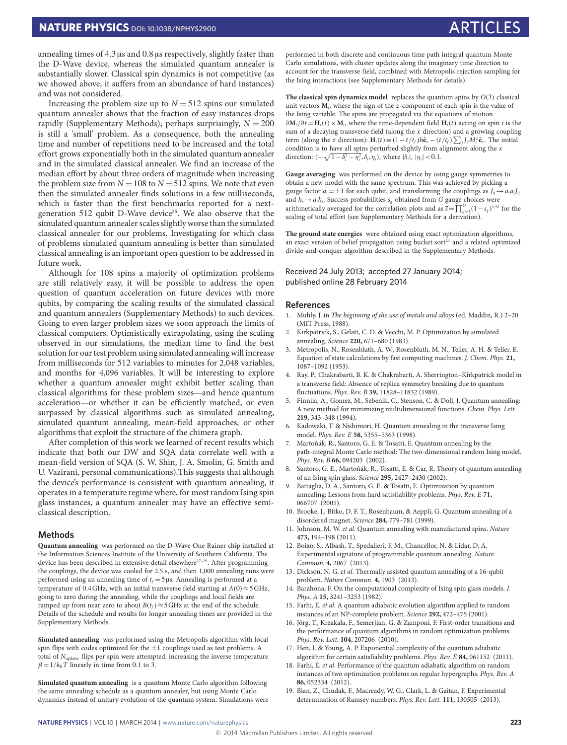annealing times of 4.3 μs and 0.8 μs respectively, slightly faster than the D-Wave device, whereas the simulated quantum annealer is substantially slower. Classical spin dynamics is not competitive (as we showed above, it suffers from an abundance of hard instances) and was not considered.

Increasing the problem size up to $N = 512$ spins our simulated quantum annealer shows that the fraction of easy instances drops rapidly (Supplementary Methods); perhaps surprisingly, $N = 200$ is still a 'small' problem. As a consequence, both the annealing time and number of repetitions need to be increased and the total effort grows exponentially both in the simulated quantum annealer and in the simulated classical annealer. We find an increase of the median effort by about three orders of magnitude when increasing the problem size from $N = 108$ to $N = 512$ spins. We note that even then the simulated annealer finds solutions in a few milliseconds, which is faster than the first benchmarks reported for a next-generation 512 qubit D-Wave device[25]. We also observe that the simulated quantum annealer scales slightly worse than the simulated classical annealer for our problems. Investigating for which class of problems simulated quantum annealing is better than simulated classical annealing is an important open question to be addressed in future work.

Although for 108 spins a majority of optimization problems are still relatively easy, it will be possible to address the open question of quantum acceleration on future devices with more qubits, by comparing the scaling results of the simulated classical and quantum annealers (Supplementary Methods) to such devices. Going to even larger problem sizes we soon approach the limits of classical computers. Optimistically extrapolating, using the scaling observed in our simulations, the median time to find the best solution for our test problem using simulated annealing will increase from milliseconds for 512 variables to minutes for 2,048 variables, and months for 4,096 variables. It will be interesting to explore whether a quantum annealer might exhibit better scaling than classical algorithms for these problem sizes—and hence quantum acceleration—or whether it can be efficiently matched, or even surpassed by classical algorithms such as simulated annealing, simulated quantum annealing, mean-field approaches, or other algorithms that exploit the structure of the chimera graph.

After completion of this work we learned of recent results which indicate that both our DW and SQA data correlate well with a mean-field version of SQA (S. W. Shin, J. A. Smolin, G. Smith and U. Vazirani, personal communications).This suggests that although the device's performance is consistent with quantum annealing, it operates in a temperature regime where, for most random Ising spin glass instances, a quantum annealer may have an effective semi-classical description.

## Methods

**Quantum annealing** was performed on the D-Wave One Rainer chip installed at the Information Sciences Institute of the University of Southern California. The device has been described in extensive detail elsewhere[27–29]. After programming the couplings, the device was cooled for 2.5 s, and then 1,000 annealing runs were performed using an annealing time of $t_f = 5\,\mu$s. Annealing is performed at a temperature of 0.4 GHz, with an initial transverse field starting at $A(0) \approx 5$ GHz, going to zero during the annealing, while the couplings and local fields are ramped up from near zero to about $B(t_f) \approx 5$ GHz at the end of the schedule. Details of the schedule and results for longer annealing times are provided in the Supplementary Methods.

**Simulated annealing** was performed using the Metropolis algorithm with local spin flips with codes optimized for the $\pm 1$ couplings used as test problems. A total of $N_{\text{updates}}$ flips per spin were attempted, increasing the inverse temperature $\beta = 1/k_B T$ linearly in time from 0.1 to 3.

**Simulated quantum annealing** is a quantum Monte Carlo algorithm following the same annealing schedule as a quantum annealer, but using Monte Carlo dynamics instead of unitary evolution of the quantum system. Simulations were performed in both discrete and continuous time path integral quantum Monte Carlo simulations, with cluster updates along the imaginary time direction to account for the transverse field, combined with Metropolis rejection sampling for the Ising interactions (see Supplementary Methods for details).

**The classical spin dynamics model** replaces the quantum spins by $O(3)$ classical unit vectors $\mathbf{M}_i$, where the sign of the $z$-component of each spin is the value of the Ising variable. The spins are propagated via the equations of motion $\partial \mathbf{M}_i / \partial t = \mathbf{H}_i(t) \times \mathbf{M}_i$, where the time-dependent field $\mathbf{H}_i(t)$ acting on spin $i$ is the sum of a decaying transverse field (along the $x$ direction) and a growing coupling term (along the $z$ direction): $\mathbf{H}_i(t) \equiv (1 - t/t_f) h \hat{\mathbf{e}}_x - (t/t_f) \sum_j J_{ij} M_i^z \hat{\mathbf{e}}_z$. The initial condition is to have all spins perturbed slightly from alignment along the $x$ direction: $(-\sqrt{1-\delta_i^2-\eta_i^2}, \delta_i, \eta_i)$, where $|\delta_i|, |\eta_i| < 0.1$.

**Gauge averaging** was performed on the device by using gauge symmetries to obtain a new model with the same spectrum. This was achieved by picking a gauge factor $a_i = \pm 1$ for each qubit, and transforming the couplings as $J_{ij} \to a_i a_j J_{ij}$ and $h_i \to a_i h_i$. Success probabilities $s_g$ obtained from $G$ gauge choices were arithmetically averaged for the correlation plots and as $\bar{s} = \prod_{g=1}^{G} (1 - s_g)^{1/G}$ for the scaling of total effort (see Supplementary Methods for a derivation).

**The ground state energies** were obtained using exact optimization algorithms, an exact version of belief propagation using bucket sort[24] and a related optimized divide-and-conquer algorithm described in the Supplementary Methods.

Received 24 July 2013; accepted 27 January 2014; published online 28 February 2014

## References

1. Muhly, J. in *The beginning of the use of metals and alloys* (ed. Maddin, R.) 2–20 (MIT Press, 1988).
2. Kirkpatrick, S., Gelatt, C. D. & Vecchi, M. P. Optimization by simulated annealing. *Science* **220,** 671–680 (1983).
3. Metropolis, N., Rosenbluth, A. W., Rosenbluth, M. N., Teller, A. H. & Teller, E. Equation of state calculations by fast computing machines. *J. Chem. Phys.* **21,** 1087–1092 (1953).
4. Ray, P., Chakrabarti, B. K. & Chakrabarti, A. Sherrington–Kirkpatrick model in a transverse field: Absence of replica symmetry breaking due to quantum fluctuations. *Phys. Rev. B* **39,** 11828–11832 (1989).
5. Finnila, A., Gomez, M., Sebenik, C., Stenson, C. & Doll, J. Quantum annealing: A new method for minimizing multidimensional functions. *Chem. Phys. Lett.* **219,** 343–348 (1994).
6. Kadowaki, T. & Nishimori, H. Quantum annealing in the transverse Ising model. *Phys. Rev. E* **58,** 5355–5363 (1998).
7. Martoňák, R., Santoro, G. E. & Tosatti, E. Quantum annealing by the path-integral Monte Carlo method: The two-dimensional random Ising model. *Phys. Rev. B* **66,** 094203 (2002).
8. Santoro, G. E., Martoňák, R., Tosatti, E. & Car, R. Theory of quantum annealing of an Ising spin glass. *Science* **295,** 2427–2430 (2002).
9. Battaglia, D. A., Santoro, G. E. & Tosatti, E. Optimization by quantum annealing: Lessons from hard satisfiability problems. *Phys. Rev. E* **71,** 066707 (2005).
10. Brooke, J., Bitko, D. F. T., Rosenbaum, & Aeppli, G. Quantum annealing of a disordered magnet. *Science* **284,** 779–781 (1999).
11. Johnson, M. W. *et al.* Quantum annealing with manufactured spins. *Nature* **473,** 194–198 (2011).
12. Boixo, S., Albash, T., Spedalieri, F. M., Chancellor, N. & Lidar, D. A. Experimental signature of programmable quantum annealing. *Nature Commun.* **4,** 2067 (2013).
13. Dickson, N. G. *et al.* Thermally assisted quantum annealing of a 16-qubit problem. *Nature Commun.* **4,** 1903 (2013).
14. Barahona, F. On the computational complexity of Ising spin glass models. *J. Phys. A* **15,** 3241–3253 (1982).
15. Farhi, E. *et al.* A quantum adiabatic evolution algorithm applied to random instances of an NP-complete problem. *Science* **292,** 472–475 (2001).
16. Jörg, T., Krzakala, F., Semerjian, G. & Zamponi, F. First-order transitions and the performance of quantum algorithms in random optimization problems. *Phys. Rev. Lett.* **104,** 207206 (2010).
17. Hen, I. & Young, A. P. Exponential complexity of the quantum adiabatic algorithm for certain satisfiability problems. *Phys. Rev. E* **84,** 061152 (2011).
18. Farhi, E. *et al.* Performance of the quantum adiabatic algorithm on random instances of two optimization problems on regular hypergraphs. *Phys. Rev. A* **86,** 052334 (2012).
19. Bian, Z., Chudak, F., Macready, W. G., Clark, L. & Gaitan, F. Experimental determination of Ramsey numbers. *Phys. Rev. Lett.* **111,** 130505 (2013).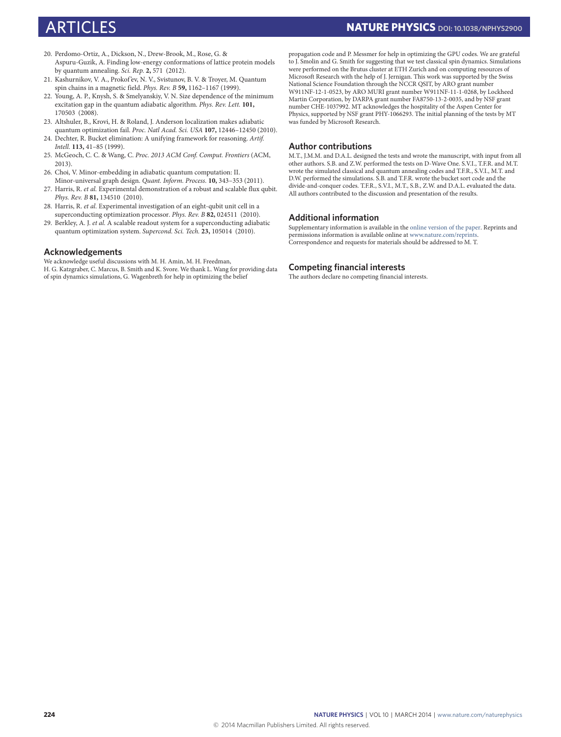20. Perdomo-Ortiz, A., Dickson, N., Drew-Brook, M., Rose, G. & Aspuru-Guzik, A. Finding low-energy conformations of lattice protein models by quantum annealing. *Sci. Rep.* **2,** 571 (2012).
21. Kashurnikov, V. A., Prokof'ev, N. V., Svistunov, B. V. & Troyer, M. Quantum spin chains in a magnetic field. *Phys. Rev. B* **59,** 1162–1167 (1999).
22. Young, A. P., Knysh, S. & Smelyanskiy, V. N. Size dependence of the minimum excitation gap in the quantum adiabatic algorithm. *Phys. Rev. Lett.* **101,** 170503 (2008).
23. Altshuler, B., Krovi, H. & Roland, J. Anderson localization makes adiabatic quantum optimization fail. *Proc. Natl Acad. Sci. USA* **107,** 12446–12450 (2010).
24. Dechter, R. Bucket elimination: A unifying framework for reasoning. *Artif. Intell.* **113,** 41–85 (1999).
25. McGeoch, C. C. & Wang, C. *Proc. 2013 ACM Conf. Comput. Frontiers* (ACM, 2013).
26. Choi, V. Minor-embedding in adiabatic quantum computation: II. Minor-universal graph design. *Quant. Inform. Process.* **10,** 343–353 (2011).
27. Harris, R. *et al.* Experimental demonstration of a robust and scalable flux qubit. *Phys. Rev. B* **81,** 134510 (2010).
28. Harris, R. *et al.* Experimental investigation of an eight-qubit unit cell in a superconducting optimization processor. *Phys. Rev. B* **82,** 024511 (2010).
29. Berkley, A. J. *et al.* A scalable readout system for a superconducting adiabatic quantum optimization system. *Supercond. Sci. Tech.* **23,** 105014 (2010).

## Acknowledgements

We acknowledge useful discussions with M. H. Amin, M. H. Freedman, H. G. Katzgraber, C. Marcus, B. Smith and K. Svore. We thank L. Wang for providing data of spin dynamics simulations, G. Wagenbreth for help in optimizing the belief propagation code and P. Messmer for help in optimizing the GPU codes. We are grateful to J. Smolin and G. Smith for suggesting that we test classical spin dynamics. Simulations were performed on the Brutus cluster at ETH Zurich and on computing resources of Microsoft Research with the help of J. Jernigan. This work was supported by the Swiss National Science Foundation through the NCCR QSIT, by ARO grant number W911NF-12-1-0523, by ARO MURI grant number W911NF-11-1-0268, by Lockheed Martin Corporation, by DARPA grant number FA8750-13-2-0035, and by NSF grant number CHE-1037992. MT acknowledges the hospitality of the Aspen Center for Physics, supported by NSF grant PHY-1066293. The initial planning of the tests by MT was funded by Microsoft Research.

## Author contributions

M.T., J.M.M. and D.A.L. designed the tests and wrote the manuscript, with input from all other authors. S.B. and Z.W. performed the tests on D-Wave One. S.V.I., T.F.R. and M.T. wrote the simulated classical and quantum annealing codes and T.F.R., S.V.I., M.T. and D.W. performed the simulations. S.B. and T.F.R. wrote the bucket sort code and the divide-and-conquer codes. T.F.R., S.V.I., M.T., S.B., Z.W. and D.A.L. evaluated the data. All authors contributed to the discussion and presentation of the results.

## Additional information

Supplementary information is available in the online version of the paper. Reprints and permissions information is available online at www.nature.com/reprints. Correspondence and requests for materials should be addressed to M. T.

## Competing financial interests

The authors declare no competing financial interests.